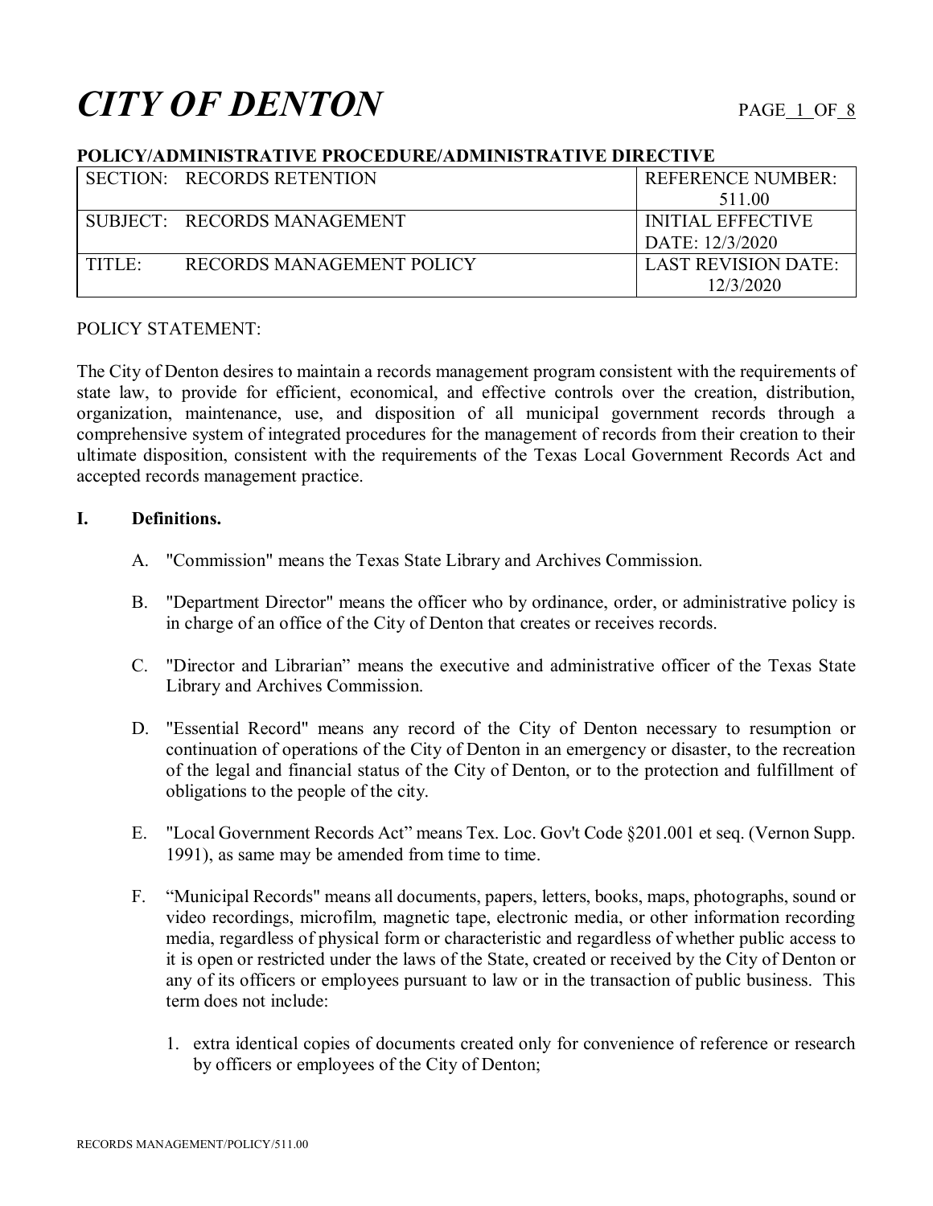# CITY OF DENTON

**POLICY/ADMINISTRATIVE PROCEDURE/ADMINISTRATIVE DIRECTIVE**

| | |
|---|---|
| SECTION: RECORDS RETENTION | REFERENCE NUMBER: 511.00 |
| SUBJECT: RECORDS MANAGEMENT | INITIAL EFFECTIVE DATE: 12/3/2020 |
| TITLE: RECORDS MANAGEMENT POLICY | LAST REVISION DATE: 12/3/2020 |

POLICY STATEMENT:

The City of Denton desires to maintain a records management program consistent with the requirements of state law, to provide for efficient, economical, and effective controls over the creation, distribution, organization, maintenance, use, and disposition of all municipal government records through a comprehensive system of integrated procedures for the management of records from their creation to their ultimate disposition, consistent with the requirements of the Texas Local Government Records Act and accepted records management practice.

## I. Definitions.

A. "Commission" means the Texas State Library and Archives Commission.

B. "Department Director" means the officer who by ordinance, order, or administrative policy is in charge of an office of the City of Denton that creates or receives records.

C. "Director and Librarian" means the executive and administrative officer of the Texas State Library and Archives Commission.

D. "Essential Record" means any record of the City of Denton necessary to resumption or continuation of operations of the City of Denton in an emergency or disaster, to the recreation of the legal and financial status of the City of Denton, or to the protection and fulfillment of obligations to the people of the city.

E. "Local Government Records Act" means Tex. Loc. Gov't Code §201.001 et seq. (Vernon Supp. 1991), as same may be amended from time to time.

F. "Municipal Records" means all documents, papers, letters, books, maps, photographs, sound or video recordings, microfilm, magnetic tape, electronic media, or other information recording media, regardless of physical form or characteristic and regardless of whether public access to it is open or restricted under the laws of the State, created or received by the City of Denton or any of its officers or employees pursuant to law or in the transaction of public business. This term does not include:

1. extra identical copies of documents created only for convenience of reference or research by officers or employees of the City of Denton;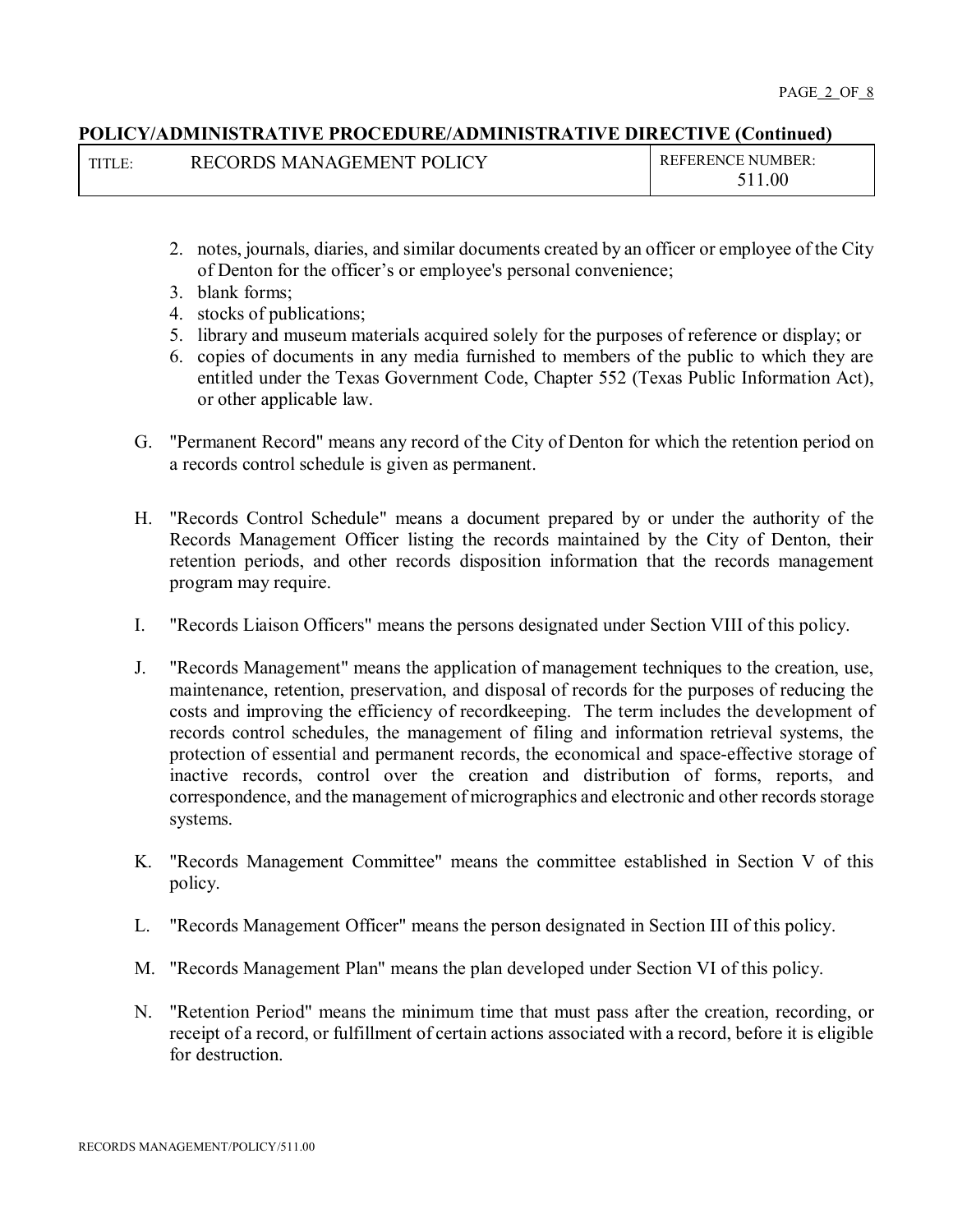2. notes, journals, diaries, and similar documents created by an officer or employee of the City of Denton for the officer's or employee's personal convenience;
3. blank forms;
4. stocks of publications;
5. library and museum materials acquired solely for the purposes of reference or display; or
6. copies of documents in any media furnished to members of the public to which they are entitled under the Texas Government Code, Chapter 552 (Texas Public Information Act), or other applicable law.

G. "Permanent Record" means any record of the City of Denton for which the retention period on a records control schedule is given as permanent.

H. "Records Control Schedule" means a document prepared by or under the authority of the Records Management Officer listing the records maintained by the City of Denton, their retention periods, and other records disposition information that the records management program may require.

I. "Records Liaison Officers" means the persons designated under Section VIII of this policy.

J. "Records Management" means the application of management techniques to the creation, use, maintenance, retention, preservation, and disposal of records for the purposes of reducing the costs and improving the efficiency of recordkeeping. The term includes the development of records control schedules, the management of filing and information retrieval systems, the protection of essential and permanent records, the economical and space-effective storage of inactive records, control over the creation and distribution of forms, reports, and correspondence, and the management of micrographics and electronic and other records storage systems.

K. "Records Management Committee" means the committee established in Section V of this policy.

L. "Records Management Officer" means the person designated in Section III of this policy.

M. "Records Management Plan" means the plan developed under Section VI of this policy.

N. "Retention Period" means the minimum time that must pass after the creation, recording, or receipt of a record, or fulfillment of certain actions associated with a record, before it is eligible for destruction.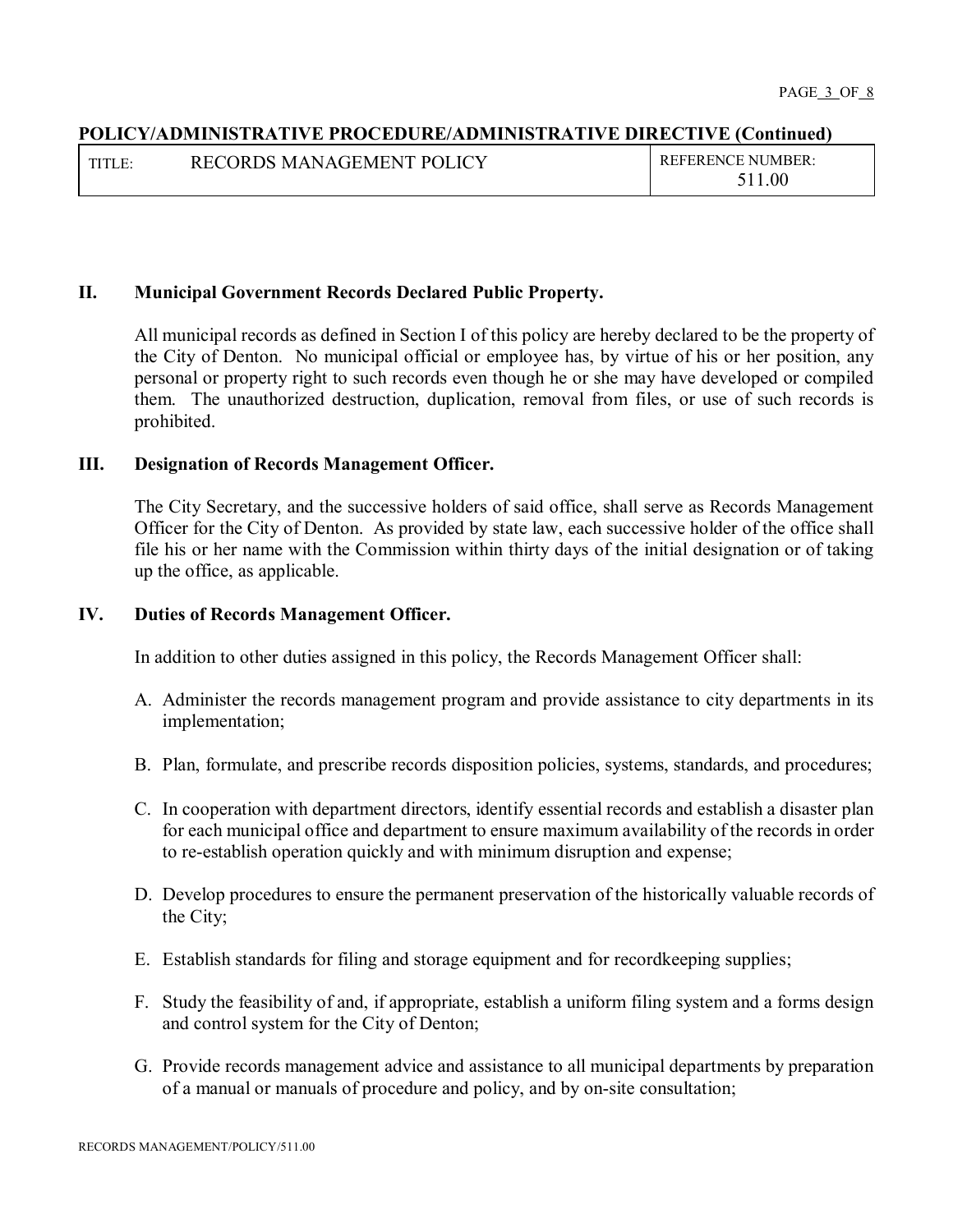## II. Municipal Government Records Declared Public Property.

All municipal records as defined in Section I of this policy are hereby declared to be the property of the City of Denton. No municipal official or employee has, by virtue of his or her position, any personal or property right to such records even though he or she may have developed or compiled them. The unauthorized destruction, duplication, removal from files, or use of such records is prohibited.

## III. Designation of Records Management Officer.

The City Secretary, and the successive holders of said office, shall serve as Records Management Officer for the City of Denton. As provided by state law, each successive holder of the office shall file his or her name with the Commission within thirty days of the initial designation or of taking up the office, as applicable.

## IV. Duties of Records Management Officer.

In addition to other duties assigned in this policy, the Records Management Officer shall:

A. Administer the records management program and provide assistance to city departments in its implementation;

B. Plan, formulate, and prescribe records disposition policies, systems, standards, and procedures;

C. In cooperation with department directors, identify essential records and establish a disaster plan for each municipal office and department to ensure maximum availability of the records in order to re-establish operation quickly and with minimum disruption and expense;

D. Develop procedures to ensure the permanent preservation of the historically valuable records of the City;

E. Establish standards for filing and storage equipment and for recordkeeping supplies;

F. Study the feasibility of and, if appropriate, establish a uniform filing system and a forms design and control system for the City of Denton;

G. Provide records management advice and assistance to all municipal departments by preparation of a manual or manuals of procedure and policy, and by on-site consultation;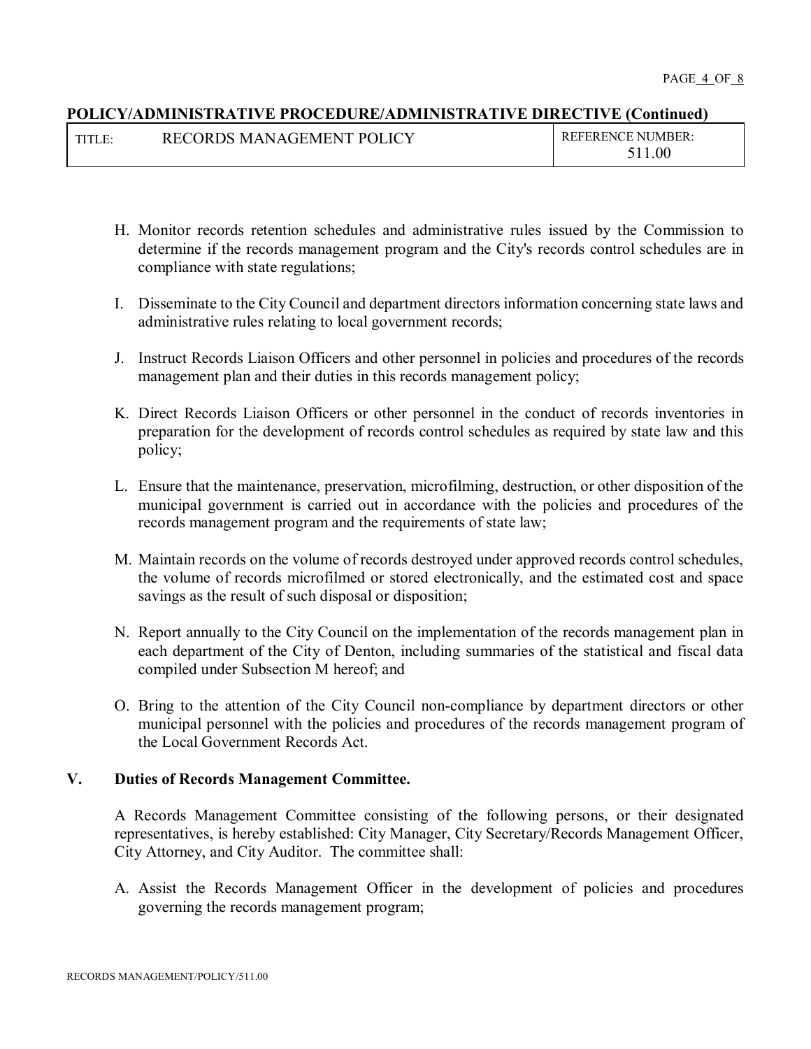**POLICY/ADMINISTRATIVE PROCEDURE/ADMINISTRATIVE DIRECTIVE (Continued)**

| TITLE: RECORDS MANAGEMENT POLICY | REFERENCE NUMBER: 511.00 |
| --- | --- |

H. Monitor records retention schedules and administrative rules issued by the Commission to determine if the records management program and the City's records control schedules are in compliance with state regulations;

I. Disseminate to the City Council and department directors information concerning state laws and administrative rules relating to local government records;

J. Instruct Records Liaison Officers and other personnel in policies and procedures of the records management plan and their duties in this records management policy;

K. Direct Records Liaison Officers or other personnel in the conduct of records inventories in preparation for the development of records control schedules as required by state law and this policy;

L. Ensure that the maintenance, preservation, microfilming, destruction, or other disposition of the municipal government is carried out in accordance with the policies and procedures of the records management program and the requirements of state law;

M. Maintain records on the volume of records destroyed under approved records control schedules, the volume of records microfilmed or stored electronically, and the estimated cost and space savings as the result of such disposal or disposition;

N. Report annually to the City Council on the implementation of the records management plan in each department of the City of Denton, including summaries of the statistical and fiscal data compiled under Subsection M hereof; and

O. Bring to the attention of the City Council non-compliance by department directors or other municipal personnel with the policies and procedures of the records management program of the Local Government Records Act.

## V. Duties of Records Management Committee.

A Records Management Committee consisting of the following persons, or their designated representatives, is hereby established: City Manager, City Secretary/Records Management Officer, City Attorney, and City Auditor. The committee shall:

A. Assist the Records Management Officer in the development of policies and procedures governing the records management program;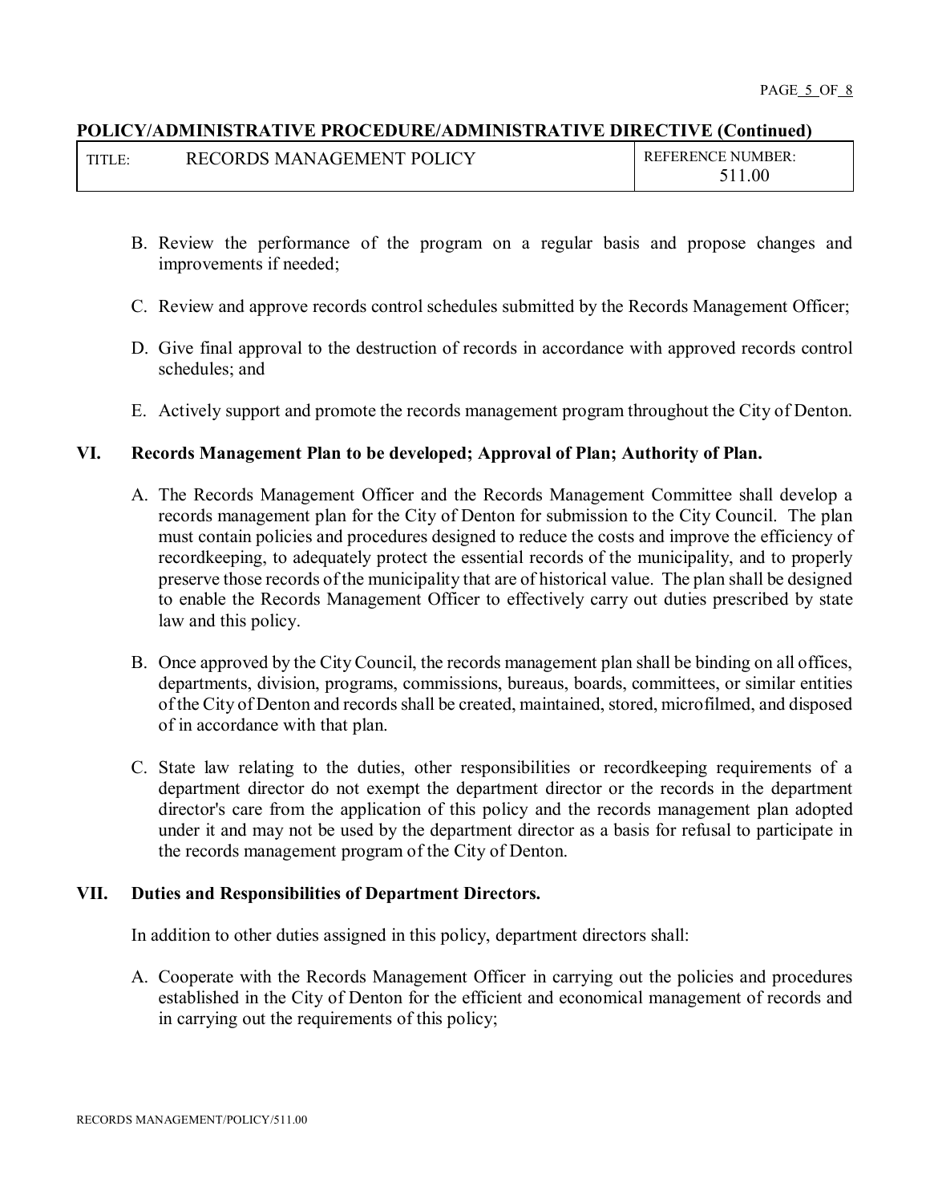B. Review the performance of the program on a regular basis and propose changes and improvements if needed;

C. Review and approve records control schedules submitted by the Records Management Officer;

D. Give final approval to the destruction of records in accordance with approved records control schedules; and

E. Actively support and promote the records management program throughout the City of Denton.

## VI. Records Management Plan to be developed; Approval of Plan; Authority of Plan.

A. The Records Management Officer and the Records Management Committee shall develop a records management plan for the City of Denton for submission to the City Council. The plan must contain policies and procedures designed to reduce the costs and improve the efficiency of recordkeeping, to adequately protect the essential records of the municipality, and to properly preserve those records of the municipality that are of historical value. The plan shall be designed to enable the Records Management Officer to effectively carry out duties prescribed by state law and this policy.

B. Once approved by the City Council, the records management plan shall be binding on all offices, departments, division, programs, commissions, bureaus, boards, committees, or similar entities of the City of Denton and records shall be created, maintained, stored, microfilmed, and disposed of in accordance with that plan.

C. State law relating to the duties, other responsibilities or recordkeeping requirements of a department director do not exempt the department director or the records in the department director's care from the application of this policy and the records management plan adopted under it and may not be used by the department director as a basis for refusal to participate in the records management program of the City of Denton.

## VII. Duties and Responsibilities of Department Directors.

In addition to other duties assigned in this policy, department directors shall:

A. Cooperate with the Records Management Officer in carrying out the policies and procedures established in the City of Denton for the efficient and economical management of records and in carrying out the requirements of this policy;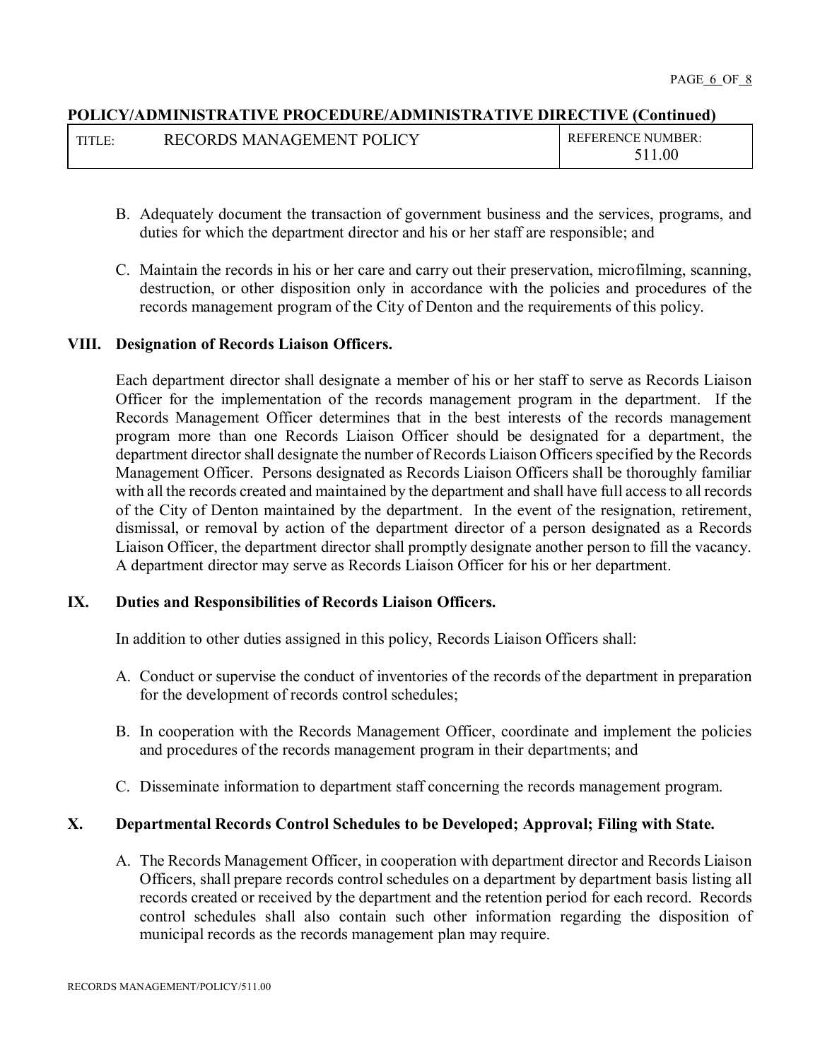**POLICY/ADMINISTRATIVE PROCEDURE/ADMINISTRATIVE DIRECTIVE (Continued)**

| TITLE: RECORDS MANAGEMENT POLICY | REFERENCE NUMBER: 511.00 |
| --- | --- |

B. Adequately document the transaction of government business and the services, programs, and duties for which the department director and his or her staff are responsible; and

C. Maintain the records in his or her care and carry out their preservation, microfilming, scanning, destruction, or other disposition only in accordance with the policies and procedures of the records management program of the City of Denton and the requirements of this policy.

**VIII. Designation of Records Liaison Officers.**

Each department director shall designate a member of his or her staff to serve as Records Liaison Officer for the implementation of the records management program in the department. If the Records Management Officer determines that in the best interests of the records management program more than one Records Liaison Officer should be designated for a department, the department director shall designate the number of Records Liaison Officers specified by the Records Management Officer. Persons designated as Records Liaison Officers shall be thoroughly familiar with all the records created and maintained by the department and shall have full access to all records of the City of Denton maintained by the department. In the event of the resignation, retirement, dismissal, or removal by action of the department director of a person designated as a Records Liaison Officer, the department director shall promptly designate another person to fill the vacancy. A department director may serve as Records Liaison Officer for his or her department.

**IX. Duties and Responsibilities of Records Liaison Officers.**

In addition to other duties assigned in this policy, Records Liaison Officers shall:

A. Conduct or supervise the conduct of inventories of the records of the department in preparation for the development of records control schedules;

B. In cooperation with the Records Management Officer, coordinate and implement the policies and procedures of the records management program in their departments; and

C. Disseminate information to department staff concerning the records management program.

**X. Departmental Records Control Schedules to be Developed; Approval; Filing with State.**

A. The Records Management Officer, in cooperation with department director and Records Liaison Officers, shall prepare records control schedules on a department by department basis listing all records created or received by the department and the retention period for each record. Records control schedules shall also contain such other information regarding the disposition of municipal records as the records management plan may require.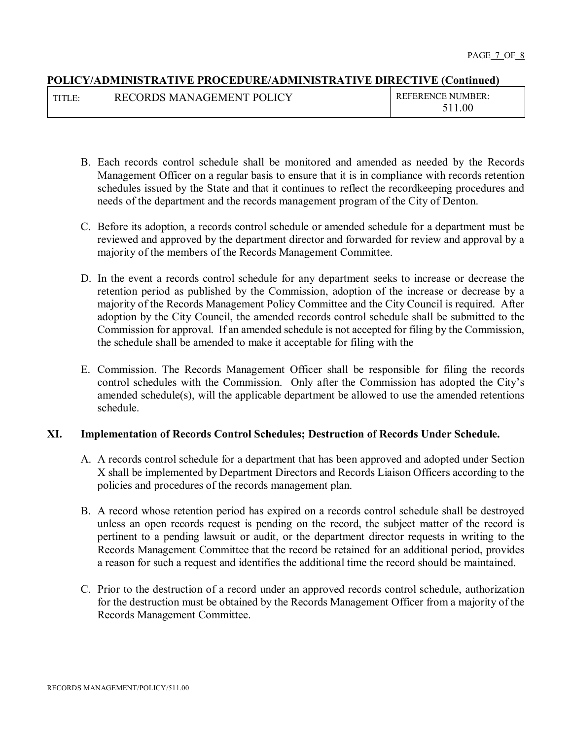**POLICY/ADMINISTRATIVE PROCEDURE/ADMINISTRATIVE DIRECTIVE (Continued)**

| TITLE: RECORDS MANAGEMENT POLICY | REFERENCE NUMBER: 511.00 |
|---|---|

B. Each records control schedule shall be monitored and amended as needed by the Records Management Officer on a regular basis to ensure that it is in compliance with records retention schedules issued by the State and that it continues to reflect the recordkeeping procedures and needs of the department and the records management program of the City of Denton.

C. Before its adoption, a records control schedule or amended schedule for a department must be reviewed and approved by the department director and forwarded for review and approval by a majority of the members of the Records Management Committee.

D. In the event a records control schedule for any department seeks to increase or decrease the retention period as published by the Commission, adoption of the increase or decrease by a majority of the Records Management Policy Committee and the City Council is required. After adoption by the City Council, the amended records control schedule shall be submitted to the Commission for approval. If an amended schedule is not accepted for filing by the Commission, the schedule shall be amended to make it acceptable for filing with the

E. Commission. The Records Management Officer shall be responsible for filing the records control schedules with the Commission. Only after the Commission has adopted the City's amended schedule(s), will the applicable department be allowed to use the amended retentions schedule.

## XI. Implementation of Records Control Schedules; Destruction of Records Under Schedule.

A. A records control schedule for a department that has been approved and adopted under Section X shall be implemented by Department Directors and Records Liaison Officers according to the policies and procedures of the records management plan.

B. A record whose retention period has expired on a records control schedule shall be destroyed unless an open records request is pending on the record, the subject matter of the record is pertinent to a pending lawsuit or audit, or the department director requests in writing to the Records Management Committee that the record be retained for an additional period, provides a reason for such a request and identifies the additional time the record should be maintained.

C. Prior to the destruction of a record under an approved records control schedule, authorization for the destruction must be obtained by the Records Management Officer from a majority of the Records Management Committee.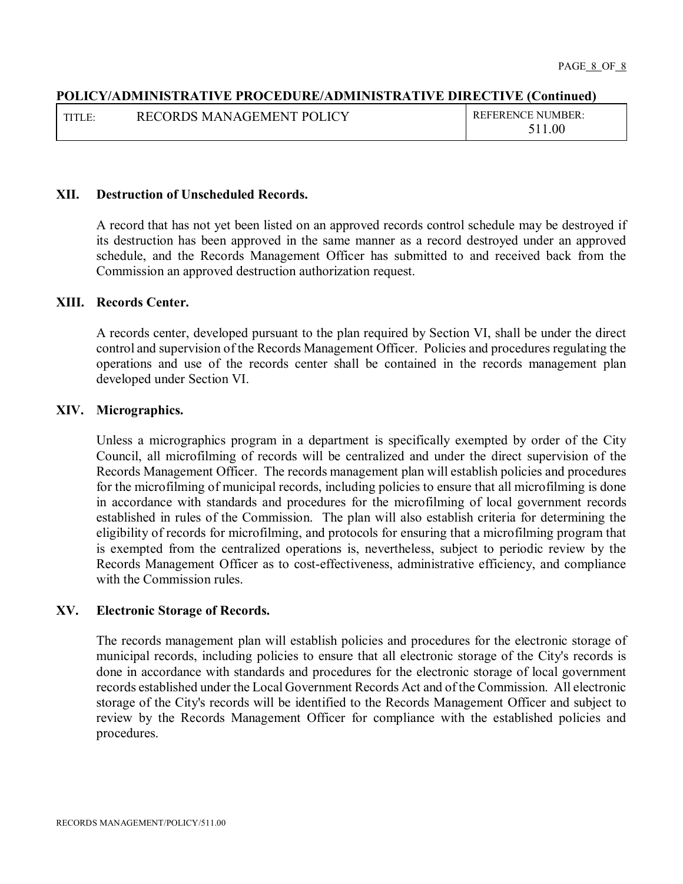**POLICY/ADMINISTRATIVE PROCEDURE/ADMINISTRATIVE DIRECTIVE (Continued)**

| TITLE: RECORDS MANAGEMENT POLICY | REFERENCE NUMBER: 511.00 |
|---|---|

### XII. Destruction of Unscheduled Records.

A record that has not yet been listed on an approved records control schedule may be destroyed if its destruction has been approved in the same manner as a record destroyed under an approved schedule, and the Records Management Officer has submitted to and received back from the Commission an approved destruction authorization request.

### XIII. Records Center.

A records center, developed pursuant to the plan required by Section VI, shall be under the direct control and supervision of the Records Management Officer. Policies and procedures regulating the operations and use of the records center shall be contained in the records management plan developed under Section VI.

### XIV. Micrographics.

Unless a micrographics program in a department is specifically exempted by order of the City Council, all microfilming of records will be centralized and under the direct supervision of the Records Management Officer. The records management plan will establish policies and procedures for the microfilming of municipal records, including policies to ensure that all microfilming is done in accordance with standards and procedures for the microfilming of local government records established in rules of the Commission. The plan will also establish criteria for determining the eligibility of records for microfilming, and protocols for ensuring that a microfilming program that is exempted from the centralized operations is, nevertheless, subject to periodic review by the Records Management Officer as to cost-effectiveness, administrative efficiency, and compliance with the Commission rules.

### XV. Electronic Storage of Records.

The records management plan will establish policies and procedures for the electronic storage of municipal records, including policies to ensure that all electronic storage of the City's records is done in accordance with standards and procedures for the electronic storage of local government records established under the Local Government Records Act and of the Commission. All electronic storage of the City's records will be identified to the Records Management Officer and subject to review by the Records Management Officer for compliance with the established policies and procedures.